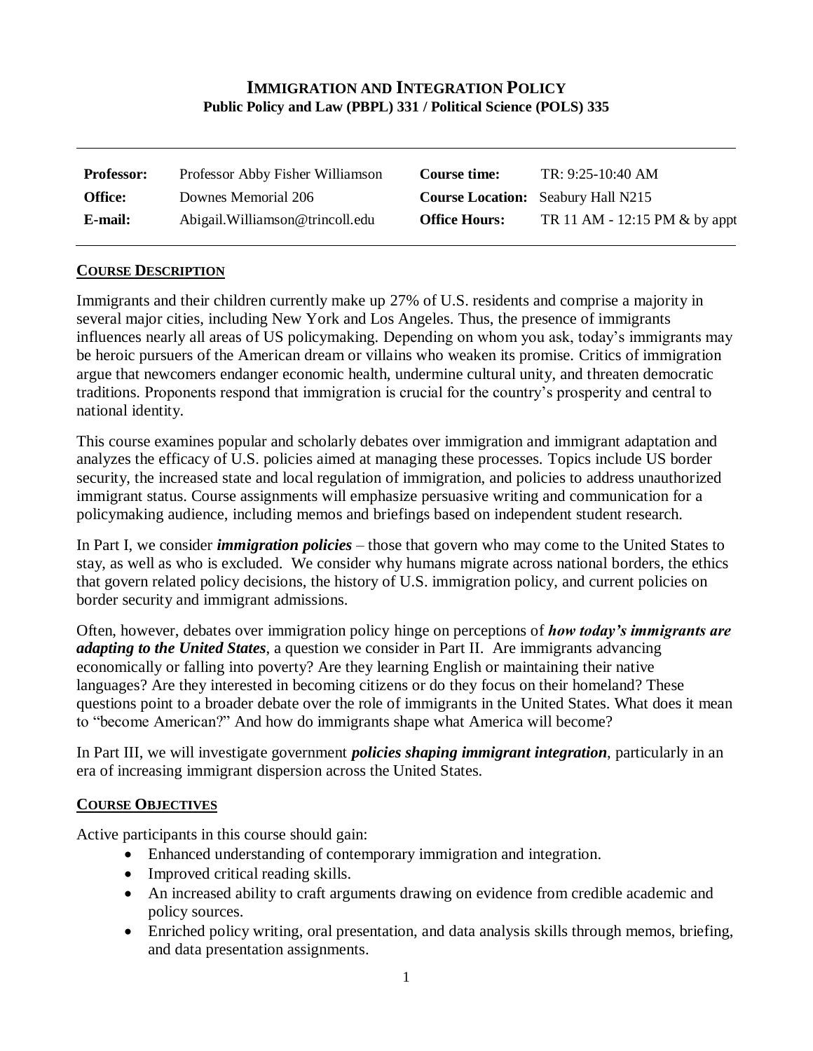# IMMIGRATION AND INTEGRATION POLICY

**Public Policy and Law (PBPL) 331 / Political Science (POLS) 335**

| | | | |
|---|---|---|---|
| **Professor:** | Professor Abby Fisher Williamson | **Course time:** | TR: 9:25-10:40 AM |
| **Office:** | Downes Memorial 206 | **Course Location:** | Seabury Hall N215 |
| **E-mail:** | Abigail.Williamson@trincoll.edu | **Office Hours:** | TR 11 AM - 12:15 PM & by appt |

## COURSE DESCRIPTION

Immigrants and their children currently make up 27% of U.S. residents and comprise a majority in several major cities, including New York and Los Angeles. Thus, the presence of immigrants influences nearly all areas of US policymaking. Depending on whom you ask, today's immigrants may be heroic pursuers of the American dream or villains who weaken its promise. Critics of immigration argue that newcomers endanger economic health, undermine cultural unity, and threaten democratic traditions. Proponents respond that immigration is crucial for the country's prosperity and central to national identity.

This course examines popular and scholarly debates over immigration and immigrant adaptation and analyzes the efficacy of U.S. policies aimed at managing these processes. Topics include US border security, the increased state and local regulation of immigration, and policies to address unauthorized immigrant status. Course assignments will emphasize persuasive writing and communication for a policymaking audience, including memos and briefings based on independent student research.

In Part I, we consider ***immigration policies*** – those that govern who may come to the United States to stay, as well as who is excluded. We consider why humans migrate across national borders, the ethics that govern related policy decisions, the history of U.S. immigration policy, and current policies on border security and immigrant admissions.

Often, however, debates over immigration policy hinge on perceptions of ***how today's immigrants are adapting to the United States***, a question we consider in Part II. Are immigrants advancing economically or falling into poverty? Are they learning English or maintaining their native languages? Are they interested in becoming citizens or do they focus on their homeland? These questions point to a broader debate over the role of immigrants in the United States. What does it mean to "become American?" And how do immigrants shape what America will become?

In Part III, we will investigate government ***policies shaping immigrant integration***, particularly in an era of increasing immigrant dispersion across the United States.

## COURSE OBJECTIVES

Active participants in this course should gain:

- Enhanced understanding of contemporary immigration and integration.
- Improved critical reading skills.
- An increased ability to craft arguments drawing on evidence from credible academic and policy sources.
- Enriched policy writing, oral presentation, and data analysis skills through memos, briefing, and data presentation assignments.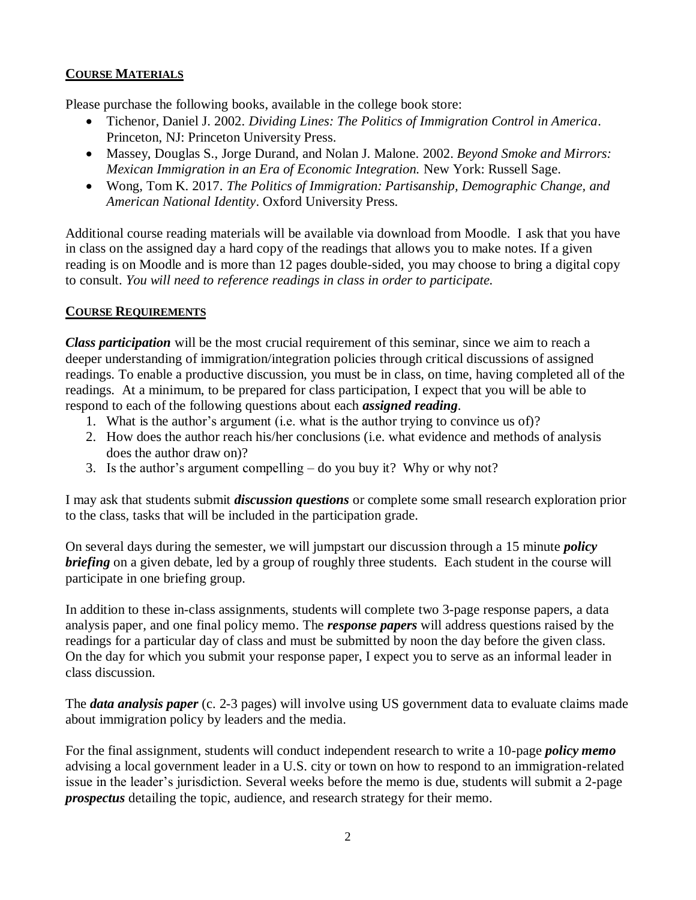## COURSE MATERIALS

Please purchase the following books, available in the college book store:

- Tichenor, Daniel J. 2002. *Dividing Lines: The Politics of Immigration Control in America*. Princeton, NJ: Princeton University Press.
- Massey, Douglas S., Jorge Durand, and Nolan J. Malone. 2002. *Beyond Smoke and Mirrors: Mexican Immigration in an Era of Economic Integration.* New York: Russell Sage.
- Wong, Tom K. 2017. *The Politics of Immigration: Partisanship, Demographic Change, and American National Identity*. Oxford University Press.

Additional course reading materials will be available via download from Moodle. I ask that you have in class on the assigned day a hard copy of the readings that allows you to make notes. If a given reading is on Moodle and is more than 12 pages double-sided, you may choose to bring a digital copy to consult. *You will need to reference readings in class in order to participate.*

## COURSE REQUIREMENTS

***Class participation*** will be the most crucial requirement of this seminar, since we aim to reach a deeper understanding of immigration/integration policies through critical discussions of assigned readings. To enable a productive discussion, you must be in class, on time, having completed all of the readings. At a minimum, to be prepared for class participation, I expect that you will be able to respond to each of the following questions about each ***assigned reading***.

1. What is the author's argument (i.e. what is the author trying to convince us of)?
2. How does the author reach his/her conclusions (i.e. what evidence and methods of analysis does the author draw on)?
3. Is the author's argument compelling – do you buy it? Why or why not?

I may ask that students submit ***discussion questions*** or complete some small research exploration prior to the class, tasks that will be included in the participation grade.

On several days during the semester, we will jumpstart our discussion through a 15 minute ***policy briefing*** on a given debate, led by a group of roughly three students. Each student in the course will participate in one briefing group.

In addition to these in-class assignments, students will complete two 3-page response papers, a data analysis paper, and one final policy memo. The ***response papers*** will address questions raised by the readings for a particular day of class and must be submitted by noon the day before the given class. On the day for which you submit your response paper, I expect you to serve as an informal leader in class discussion.

The ***data analysis paper*** (c. 2-3 pages) will involve using US government data to evaluate claims made about immigration policy by leaders and the media.

For the final assignment, students will conduct independent research to write a 10-page ***policy memo*** advising a local government leader in a U.S. city or town on how to respond to an immigration-related issue in the leader's jurisdiction. Several weeks before the memo is due, students will submit a 2-page ***prospectus*** detailing the topic, audience, and research strategy for their memo.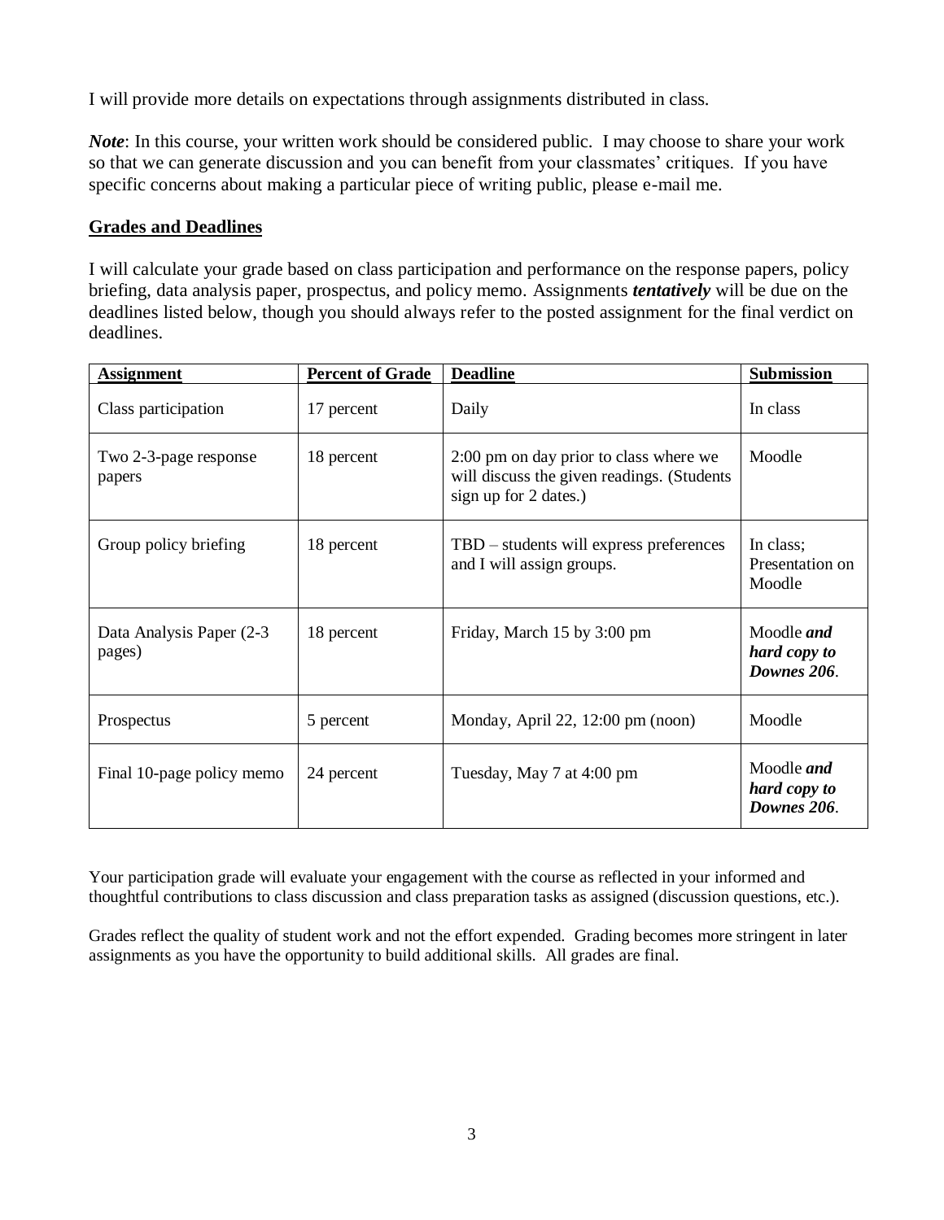I will provide more details on expectations through assignments distributed in class.

***Note***: In this course, your written work should be considered public. I may choose to share your work so that we can generate discussion and you can benefit from your classmates' critiques. If you have specific concerns about making a particular piece of writing public, please e-mail me.

## Grades and Deadlines

I will calculate your grade based on class participation and performance on the response papers, policy briefing, data analysis paper, prospectus, and policy memo. Assignments ***tentatively*** will be due on the deadlines listed below, though you should always refer to the posted assignment for the final verdict on deadlines.

| Assignment | Percent of Grade | Deadline | Submission |
|---|---|---|---|
| Class participation | 17 percent | Daily | In class |
| Two 2-3-page response papers | 18 percent | 2:00 pm on day prior to class where we will discuss the given readings. (Students sign up for 2 dates.) | Moodle |
| Group policy briefing | 18 percent | TBD – students will express preferences and I will assign groups. | In class; Presentation on Moodle |
| Data Analysis Paper (2-3 pages) | 18 percent | Friday, March 15 by 3:00 pm | Moodle ***and hard copy to Downes 206***. |
| Prospectus | 5 percent | Monday, April 22, 12:00 pm (noon) | Moodle |
| Final 10-page policy memo | 24 percent | Tuesday, May 7 at 4:00 pm | Moodle ***and hard copy to Downes 206***. |

Your participation grade will evaluate your engagement with the course as reflected in your informed and thoughtful contributions to class discussion and class preparation tasks as assigned (discussion questions, etc.).

Grades reflect the quality of student work and not the effort expended. Grading becomes more stringent in later assignments as you have the opportunity to build additional skills. All grades are final.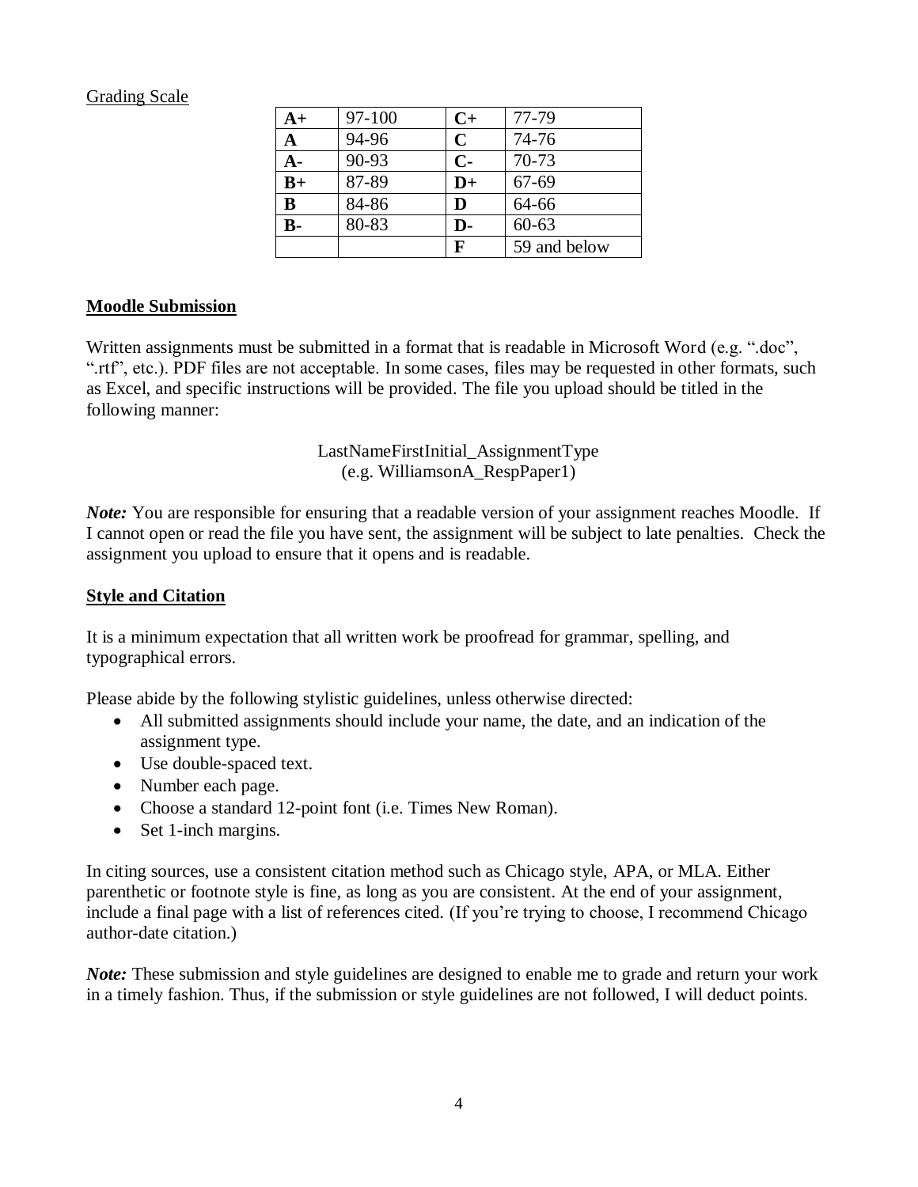Grading Scale

| | | | |
|---|---|---|---|
| **A+** | 97-100 | **C+** | 77-79 |
| **A** | 94-96 | **C** | 74-76 |
| **A-** | 90-93 | **C-** | 70-73 |
| **B+** | 87-89 | **D+** | 67-69 |
| **B** | 84-86 | **D** | 64-66 |
| **B-** | 80-83 | **D-** | 60-63 |
| | | **F** | 59 and below |

**Moodle Submission**

Written assignments must be submitted in a format that is readable in Microsoft Word (e.g. ".doc", ".rtf", etc.). PDF files are not acceptable. In some cases, files may be requested in other formats, such as Excel, and specific instructions will be provided. The file you upload should be titled in the following manner:

LastNameFirstInitial_AssignmentType
(e.g. WilliamsonA_RespPaper1)

***Note:*** You are responsible for ensuring that a readable version of your assignment reaches Moodle. If I cannot open or read the file you have sent, the assignment will be subject to late penalties. Check the assignment you upload to ensure that it opens and is readable.

**Style and Citation**

It is a minimum expectation that all written work be proofread for grammar, spelling, and typographical errors.

Please abide by the following stylistic guidelines, unless otherwise directed:

- All submitted assignments should include your name, the date, and an indication of the assignment type.
- Use double-spaced text.
- Number each page.
- Choose a standard 12-point font (i.e. Times New Roman).
- Set 1-inch margins.

In citing sources, use a consistent citation method such as Chicago style, APA, or MLA. Either parenthetic or footnote style is fine, as long as you are consistent. At the end of your assignment, include a final page with a list of references cited. (If you're trying to choose, I recommend Chicago author-date citation.)

***Note:*** These submission and style guidelines are designed to enable me to grade and return your work in a timely fashion. Thus, if the submission or style guidelines are not followed, I will deduct points.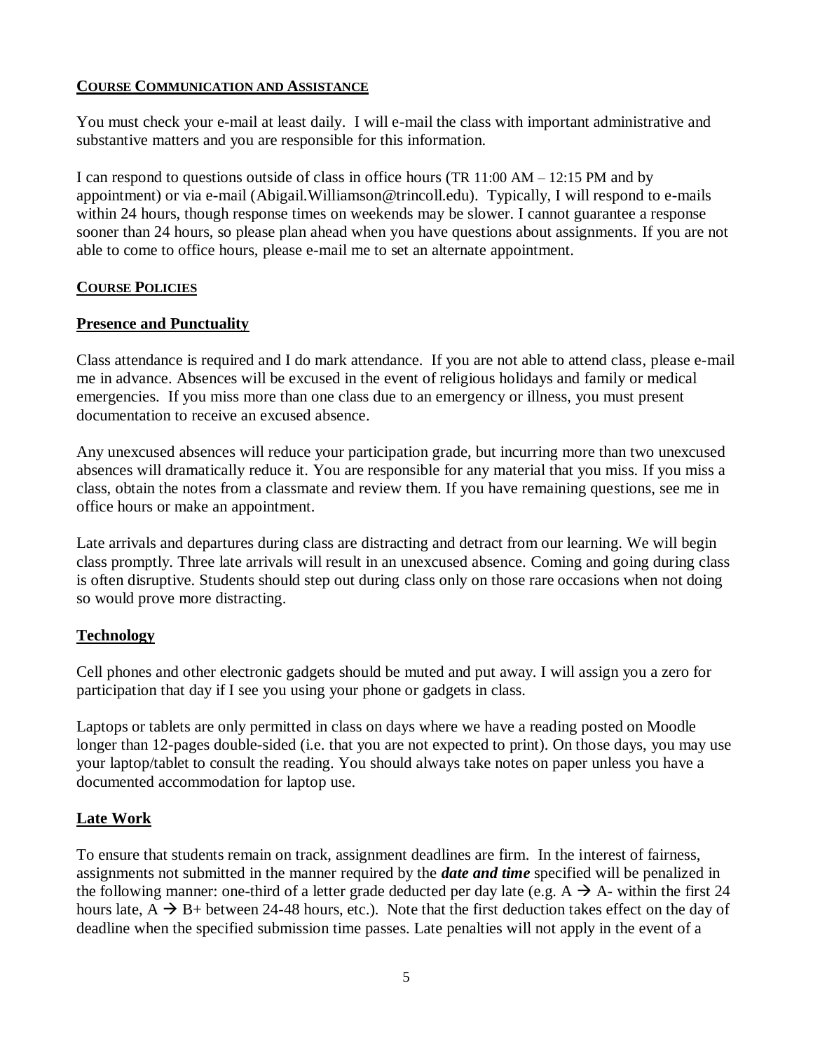## Course Communication and Assistance

You must check your e-mail at least daily. I will e-mail the class with important administrative and substantive matters and you are responsible for this information.

I can respond to questions outside of class in office hours (TR 11:00 AM – 12:15 PM and by appointment) or via e-mail (Abigail.Williamson@trincoll.edu). Typically, I will respond to e-mails within 24 hours, though response times on weekends may be slower. I cannot guarantee a response sooner than 24 hours, so please plan ahead when you have questions about assignments. If you are not able to come to office hours, please e-mail me to set an alternate appointment.

## Course Policies

### Presence and Punctuality

Class attendance is required and I do mark attendance. If you are not able to attend class, please e-mail me in advance. Absences will be excused in the event of religious holidays and family or medical emergencies. If you miss more than one class due to an emergency or illness, you must present documentation to receive an excused absence.

Any unexcused absences will reduce your participation grade, but incurring more than two unexcused absences will dramatically reduce it. You are responsible for any material that you miss. If you miss a class, obtain the notes from a classmate and review them. If you have remaining questions, see me in office hours or make an appointment.

Late arrivals and departures during class are distracting and detract from our learning. We will begin class promptly. Three late arrivals will result in an unexcused absence. Coming and going during class is often disruptive. Students should step out during class only on those rare occasions when not doing so would prove more distracting.

### Technology

Cell phones and other electronic gadgets should be muted and put away. I will assign you a zero for participation that day if I see you using your phone or gadgets in class.

Laptops or tablets are only permitted in class on days where we have a reading posted on Moodle longer than 12-pages double-sided (i.e. that you are not expected to print). On those days, you may use your laptop/tablet to consult the reading. You should always take notes on paper unless you have a documented accommodation for laptop use.

### Late Work

To ensure that students remain on track, assignment deadlines are firm. In the interest of fairness, assignments not submitted in the manner required by the ***date and time*** specified will be penalized in the following manner: one-third of a letter grade deducted per day late (e.g. A → A- within the first 24 hours late, A → B+ between 24-48 hours, etc.). Note that the first deduction takes effect on the day of deadline when the specified submission time passes. Late penalties will not apply in the event of a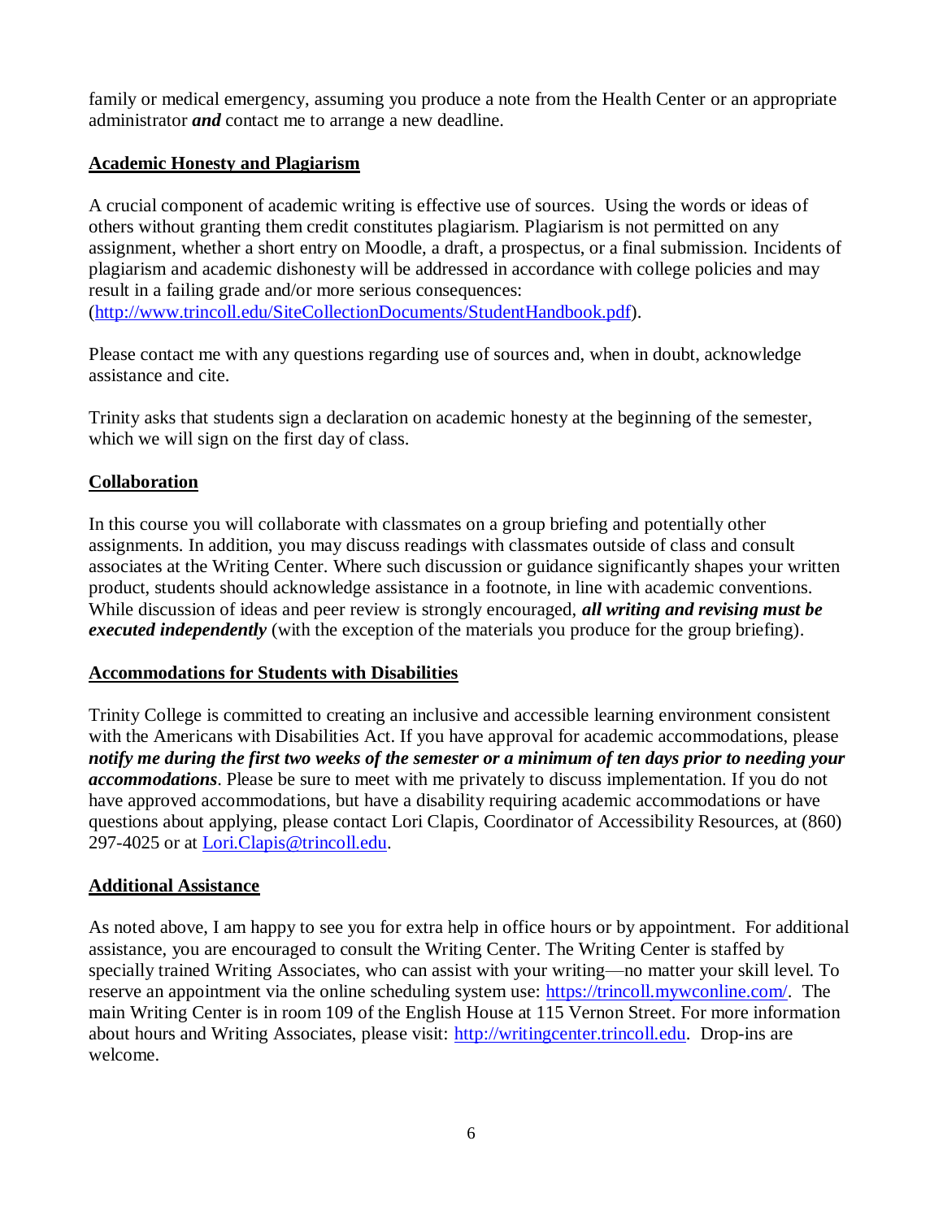family or medical emergency, assuming you produce a note from the Health Center or an appropriate administrator ***and*** contact me to arrange a new deadline.

## Academic Honesty and Plagiarism

A crucial component of academic writing is effective use of sources. Using the words or ideas of others without granting them credit constitutes plagiarism. Plagiarism is not permitted on any assignment, whether a short entry on Moodle, a draft, a prospectus, or a final submission. Incidents of plagiarism and academic dishonesty will be addressed in accordance with college policies and may result in a failing grade and/or more serious consequences: (http://www.trincoll.edu/SiteCollectionDocuments/StudentHandbook.pdf).

Please contact me with any questions regarding use of sources and, when in doubt, acknowledge assistance and cite.

Trinity asks that students sign a declaration on academic honesty at the beginning of the semester, which we will sign on the first day of class.

## Collaboration

In this course you will collaborate with classmates on a group briefing and potentially other assignments. In addition, you may discuss readings with classmates outside of class and consult associates at the Writing Center. Where such discussion or guidance significantly shapes your written product, students should acknowledge assistance in a footnote, in line with academic conventions. While discussion of ideas and peer review is strongly encouraged, ***all writing and revising must be executed independently*** (with the exception of the materials you produce for the group briefing).

## Accommodations for Students with Disabilities

Trinity College is committed to creating an inclusive and accessible learning environment consistent with the Americans with Disabilities Act. If you have approval for academic accommodations, please ***notify me during the first two weeks of the semester or a minimum of ten days prior to needing your accommodations***. Please be sure to meet with me privately to discuss implementation. If you do not have approved accommodations, but have a disability requiring academic accommodations or have questions about applying, please contact Lori Clapis, Coordinator of Accessibility Resources, at (860) 297-4025 or at Lori.Clapis@trincoll.edu.

## Additional Assistance

As noted above, I am happy to see you for extra help in office hours or by appointment. For additional assistance, you are encouraged to consult the Writing Center. The Writing Center is staffed by specially trained Writing Associates, who can assist with your writing—no matter your skill level. To reserve an appointment via the online scheduling system use: https://trincoll.mywconline.com/. The main Writing Center is in room 109 of the English House at 115 Vernon Street. For more information about hours and Writing Associates, please visit: http://writingcenter.trincoll.edu. Drop-ins are welcome.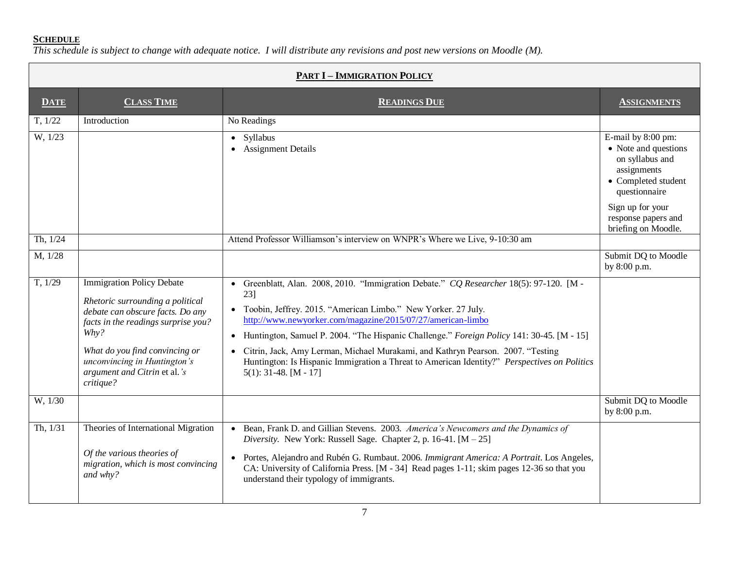## **Schedule**

*This schedule is subject to change with adequate notice. I will distribute any revisions and post new versions on Moodle (M).*

| **Part I – Immigration Policy** | | | |
|---|---|---|---|
| **Date** | **Class Time** | **Readings Due** | **Assignments** |
| T, 1/22 | Introduction | No Readings | |
| W, 1/23 | | • Syllabus<br>• Assignment Details | E-mail by 8:00 pm:<br>• Note and questions on syllabus and assignments<br>• Completed student questionnaire<br>Sign up for your response papers and briefing on Moodle. |
| Th, 1/24 | | Attend Professor Williamson's interview on WNPR's Where we Live, 9-10:30 am | |
| M, 1/28 | | | Submit DQ to Moodle by 8:00 p.m. |
| T, 1/29 | Immigration Policy Debate<br>*Rhetoric surrounding a political debate can obscure facts. Do any facts in the readings surprise you? Why?*<br>*What do you find convincing or unconvincing in Huntington's argument and Citrin* et al.*'s critique?* | • Greenblatt, Alan. 2008, 2010. "Immigration Debate." *CQ Researcher* 18(5): 97-120. [M - 23]<br>• Toobin, Jeffrey. 2015. "American Limbo." New Yorker. 27 July. http://www.newyorker.com/magazine/2015/07/27/american-limbo<br>• Huntington, Samuel P. 2004. "The Hispanic Challenge." *Foreign Policy* 141: 30-45. [M - 15]<br>• Citrin, Jack, Amy Lerman, Michael Murakami, and Kathryn Pearson. 2007. "Testing Huntington: Is Hispanic Immigration a Threat to American Identity?" *Perspectives on Politics* 5(1): 31-48. [M - 17] | |
| W, 1/30 | | | Submit DQ to Moodle by 8:00 p.m. |
| Th, 1/31 | Theories of International Migration<br>*Of the various theories of migration, which is most convincing and why?* | • Bean, Frank D. and Gillian Stevens. 2003. *America's Newcomers and the Dynamics of Diversity.* New York: Russell Sage. Chapter 2, p. 16-41. [M – 25]<br>• Portes, Alejandro and Rubén G. Rumbaut. 2006. *Immigrant America: A Portrait*. Los Angeles, CA: University of California Press. [M - 34] Read pages 1-11; skim pages 12-36 so that you understand their typology of immigrants. | |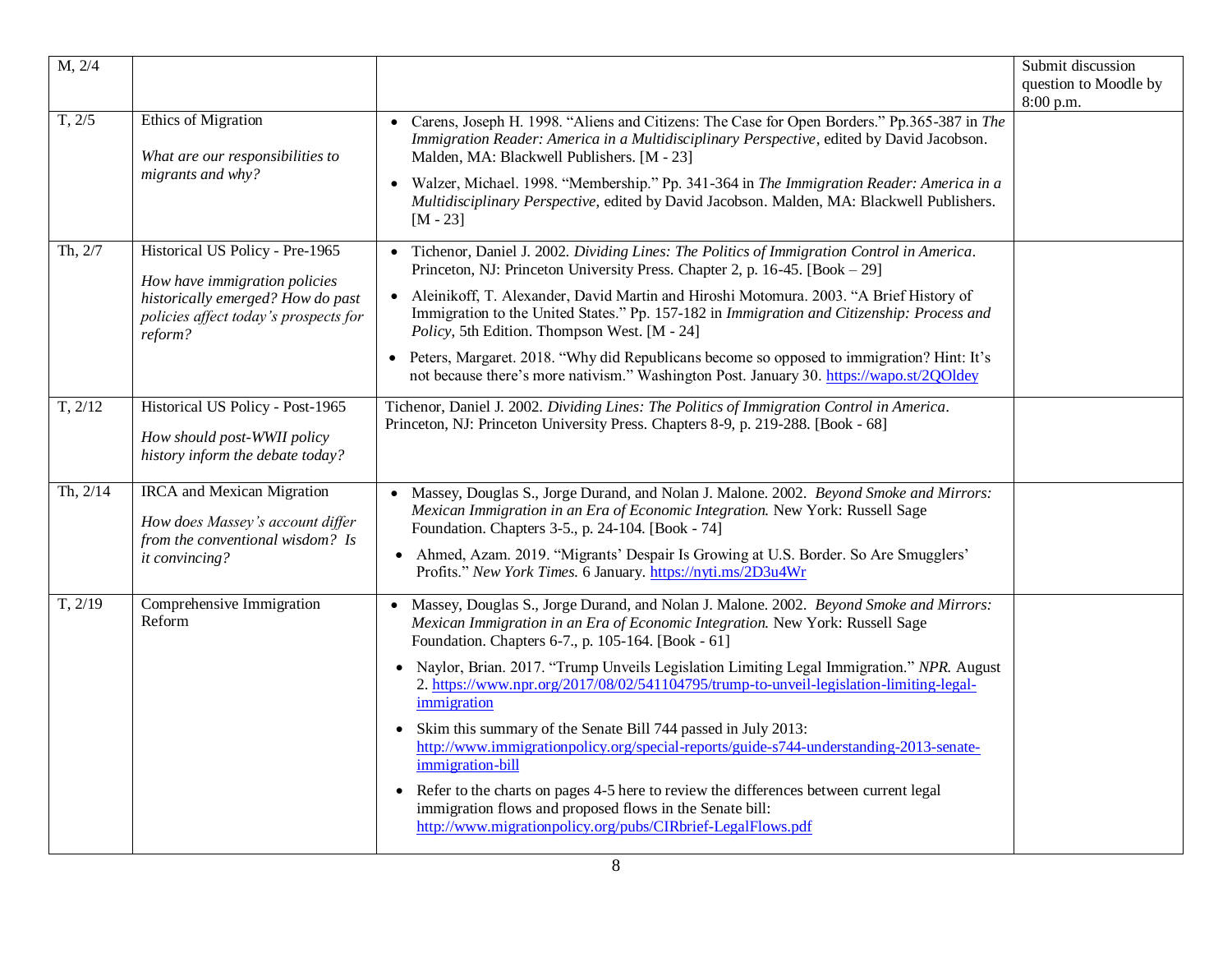| M, 2/4 | | | Submit discussion question to Moodle by 8:00 p.m. |
|---|---|---|---|
| T, 2/5 | Ethics of Migration<br><br>*What are our responsibilities to migrants and why?* | • Carens, Joseph H. 1998. "Aliens and Citizens: The Case for Open Borders." Pp.365-387 in *The Immigration Reader: America in a Multidisciplinary Perspective*, edited by David Jacobson. Malden, MA: Blackwell Publishers. [M - 23]<br>• Walzer, Michael. 1998. "Membership." Pp. 341-364 in *The Immigration Reader: America in a Multidisciplinary Perspective*, edited by David Jacobson. Malden, MA: Blackwell Publishers. [M - 23] | |
| Th, 2/7 | Historical US Policy - Pre-1965<br><br>*How have immigration policies historically emerged? How do past policies affect today's prospects for reform?* | • Tichenor, Daniel J. 2002. *Dividing Lines: The Politics of Immigration Control in America*. Princeton, NJ: Princeton University Press. Chapter 2, p. 16-45. [Book – 29]<br>• Aleinikoff, T. Alexander, David Martin and Hiroshi Motomura. 2003. "A Brief History of Immigration to the United States." Pp. 157-182 in *Immigration and Citizenship: Process and Policy*, 5th Edition. Thompson West. [M - 24]<br>• Peters, Margaret. 2018. "Why did Republicans become so opposed to immigration? Hint: It's not because there's more nativism." Washington Post. January 30. https://wapo.st/2QOldey | |
| T, 2/12 | Historical US Policy - Post-1965<br><br>*How should post-WWII policy history inform the debate today?* | Tichenor, Daniel J. 2002. *Dividing Lines: The Politics of Immigration Control in America*. Princeton, NJ: Princeton University Press. Chapters 8-9, p. 219-288. [Book - 68] | |
| Th, 2/14 | IRCA and Mexican Migration<br><br>*How does Massey's account differ from the conventional wisdom? Is it convincing?* | • Massey, Douglas S., Jorge Durand, and Nolan J. Malone. 2002. *Beyond Smoke and Mirrors: Mexican Immigration in an Era of Economic Integration.* New York: Russell Sage Foundation. Chapters 3-5., p. 24-104. [Book - 74]<br>• Ahmed, Azam. 2019. "Migrants' Despair Is Growing at U.S. Border. So Are Smugglers' Profits." *New York Times.* 6 January. https://nyti.ms/2D3u4Wr | |
| T, 2/19 | Comprehensive Immigration Reform | • Massey, Douglas S., Jorge Durand, and Nolan J. Malone. 2002. *Beyond Smoke and Mirrors: Mexican Immigration in an Era of Economic Integration.* New York: Russell Sage Foundation. Chapters 6-7., p. 105-164. [Book - 61]<br>• Naylor, Brian. 2017. "Trump Unveils Legislation Limiting Legal Immigration." *NPR.* August 2. https://www.npr.org/2017/08/02/541104795/trump-to-unveil-legislation-limiting-legal-immigration<br>• Skim this summary of the Senate Bill 744 passed in July 2013: http://www.immigrationpolicy.org/special-reports/guide-s744-understanding-2013-senate-immigration-bill<br>• Refer to the charts on pages 4-5 here to review the differences between current legal immigration flows and proposed flows in the Senate bill: http://www.migrationpolicy.org/pubs/CIRbrief-LegalFlows.pdf | |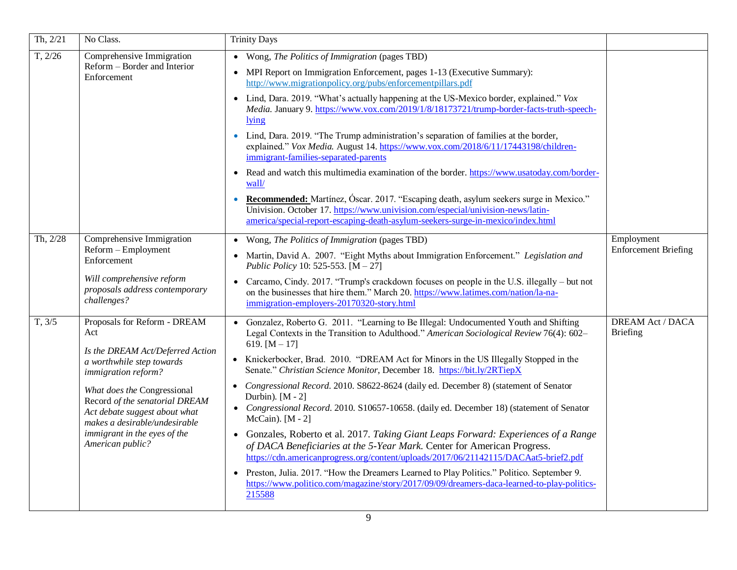| | | | |
|---|---|---|---|
| Th, 2/21 | No Class. | Trinity Days | |
| T, 2/26 | Comprehensive Immigration Reform – Border and Interior Enforcement | • Wong, *The Politics of Immigration* (pages TBD)<br>• MPI Report on Immigration Enforcement, pages 1-13 (Executive Summary): http://www.migrationpolicy.org/pubs/enforcementpillars.pdf<br>• Lind, Dara. 2019. "What's actually happening at the US-Mexico border, explained." *Vox Media.* January 9. https://www.vox.com/2019/1/8/18173721/trump-border-facts-truth-speech-lying<br>• Lind, Dara. 2019. "The Trump administration's separation of families at the border, explained." *Vox Media.* August 14. https://www.vox.com/2018/6/11/17443198/children-immigrant-families-separated-parents<br>• Read and watch this multimedia examination of the border. https://www.usatoday.com/border-wall/<br>• **Recommended:** Martínez, Óscar. 2017. "Escaping death, asylum seekers surge in Mexico." Univision. October 17. https://www.univision.com/especial/univision-news/latin-america/special-report-escaping-death-asylum-seekers-surge-in-mexico/index.html | |
| Th, 2/28 | Comprehensive Immigration Reform – Employment Enforcement<br><br>*Will comprehensive reform proposals address contemporary challenges?* | • Wong, *The Politics of Immigration* (pages TBD)<br>• Martin, David A. 2007. "Eight Myths about Immigration Enforcement." *Legislation and Public Policy* 10: 525-553. [M – 27]<br>• Carcamo, Cindy. 2017. "Trump's crackdown focuses on people in the U.S. illegally – but not on the businesses that hire them." March 20. https://www.latimes.com/nation/la-na-immigration-employers-20170320-story.html | Employment Enforcement Briefing |
| T, 3/5 | Proposals for Reform - DREAM Act<br><br>*Is the DREAM Act/Deferred Action a worthwhile step towards immigration reform?*<br><br>*What does the* Congressional Record *of the senatorial DREAM Act debate suggest about what makes a desirable/undesirable immigrant in the eyes of the American public?* | • Gonzalez, Roberto G. 2011. "Learning to Be Illegal: Undocumented Youth and Shifting Legal Contexts in the Transition to Adulthood." *American Sociological Review* 76(4): 602–619. [M – 17]<br>• Knickerbocker, Brad. 2010. "DREAM Act for Minors in the US Illegally Stopped in the Senate." *Christian Science Monitor*, December 18. https://bit.ly/2RTiepX<br>• *Congressional Record*. 2010. S8622-8624 (daily ed. December 8) (statement of Senator Durbin). [M - 2]<br>• *Congressional Record*. 2010. S10657-10658. (daily ed. December 18) (statement of Senator McCain). [M - 2]<br>• Gonzales, Roberto et al. 2017. *Taking Giant Leaps Forward: Experiences of a Range of DACA Beneficiaries at the 5-Year Mark.* Center for American Progress. https://cdn.americanprogress.org/content/uploads/2017/06/21142115/DACAat5-brief2.pdf<br>• Preston, Julia. 2017. "How the Dreamers Learned to Play Politics." Politico. September 9. https://www.politico.com/magazine/story/2017/09/09/dreamers-daca-learned-to-play-politics-215588 | DREAM Act / DACA Briefing |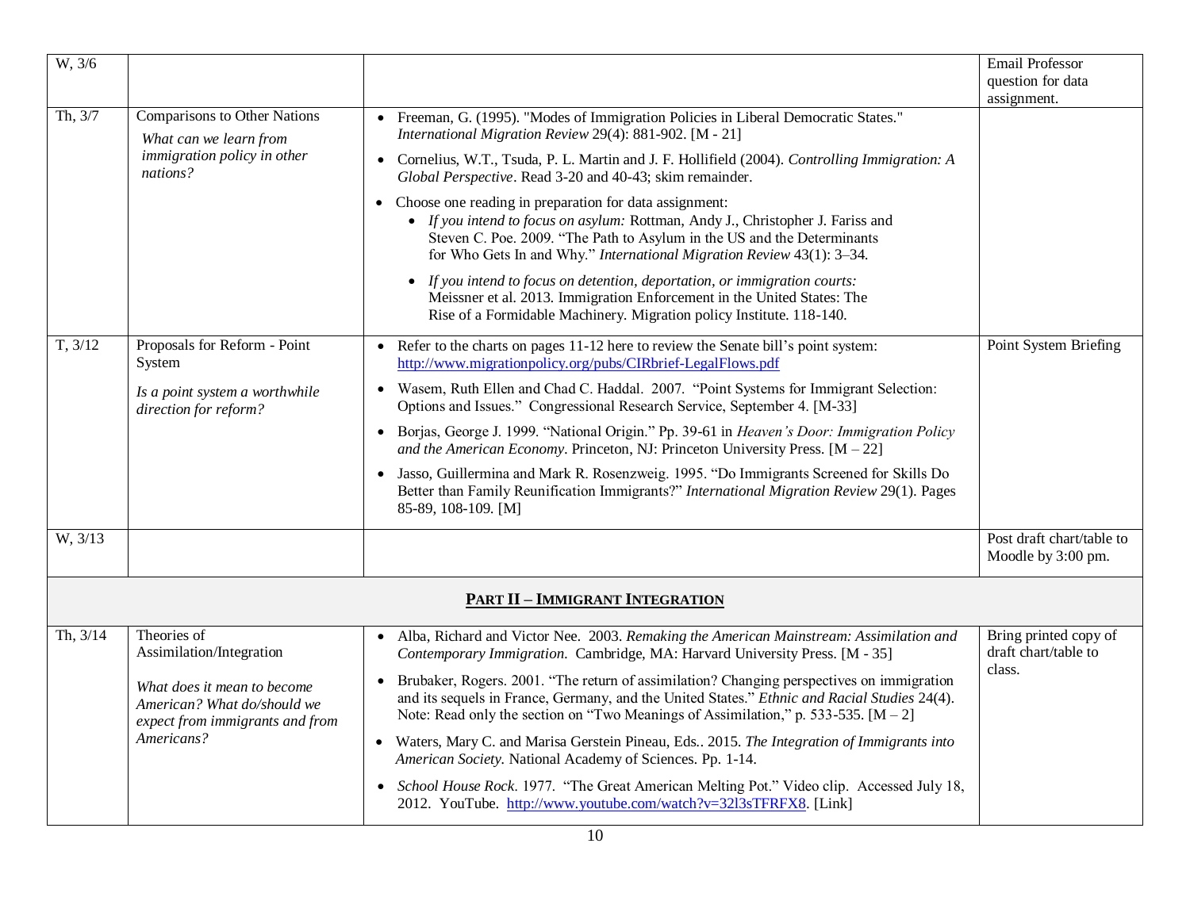| | | | |
|---|---|---|---|
| W, 3/6 | | | Email Professor question for data assignment. |
| Th, 3/7 | Comparisons to Other Nations<br>*What can we learn from immigration policy in other nations?* | • Freeman, G. (1995). "Modes of Immigration Policies in Liberal Democratic States." *International Migration Review* 29(4): 881-902. [M - 21]<br>• Cornelius, W.T., Tsuda, P. L. Martin and J. F. Hollifield (2004). *Controlling Immigration: A Global Perspective*. Read 3-20 and 40-43; skim remainder.<br>• Choose one reading in preparation for data assignment:<br>  • *If you intend to focus on asylum:* Rottman, Andy J., Christopher J. Fariss and Steven C. Poe. 2009. "The Path to Asylum in the US and the Determinants for Who Gets In and Why." *International Migration Review* 43(1): 3–34.<br>  • *If you intend to focus on detention, deportation, or immigration courts:* Meissner et al. 2013. Immigration Enforcement in the United States: The Rise of a Formidable Machinery. Migration policy Institute. 118-140. | |
| T, 3/12 | Proposals for Reform - Point System<br>*Is a point system a worthwhile direction for reform?* | • Refer to the charts on pages 11-12 here to review the Senate bill's point system: http://www.migrationpolicy.org/pubs/CIRbrief-LegalFlows.pdf<br>• Wasem, Ruth Ellen and Chad C. Haddal. 2007. "Point Systems for Immigrant Selection: Options and Issues." Congressional Research Service, September 4. [M-33]<br>• Borjas, George J. 1999. "National Origin." Pp. 39-61 in *Heaven's Door: Immigration Policy and the American Economy*. Princeton, NJ: Princeton University Press. [M – 22]<br>• Jasso, Guillermina and Mark R. Rosenzweig. 1995. "Do Immigrants Screened for Skills Do Better than Family Reunification Immigrants?" *International Migration Review* 29(1). Pages 85-89, 108-109. [M] | Point System Briefing |
| W, 3/13 | | | Post draft chart/table to Moodle by 3:00 pm. |
| | | **PART II – IMMIGRANT INTEGRATION** | |
| Th, 3/14 | Theories of Assimilation/Integration<br>*What does it mean to become American? What do/should we expect from immigrants and from Americans?* | • Alba, Richard and Victor Nee. 2003. *Remaking the American Mainstream: Assimilation and Contemporary Immigration.* Cambridge, MA: Harvard University Press. [M - 35]<br>• Brubaker, Rogers. 2001. "The return of assimilation? Changing perspectives on immigration and its sequels in France, Germany, and the United States." *Ethnic and Racial Studies* 24(4). Note: Read only the section on "Two Meanings of Assimilation," p. 533-535. [M – 2]<br>• Waters, Mary C. and Marisa Gerstein Pineau, Eds.. 2015. *The Integration of Immigrants into American Society.* National Academy of Sciences. Pp. 1-14.<br>• *School House Rock*. 1977. "The Great American Melting Pot." Video clip. Accessed July 18, 2012. YouTube. http://www.youtube.com/watch?v=32l3sTFRFX8. [Link] | Bring printed copy of draft chart/table to class. |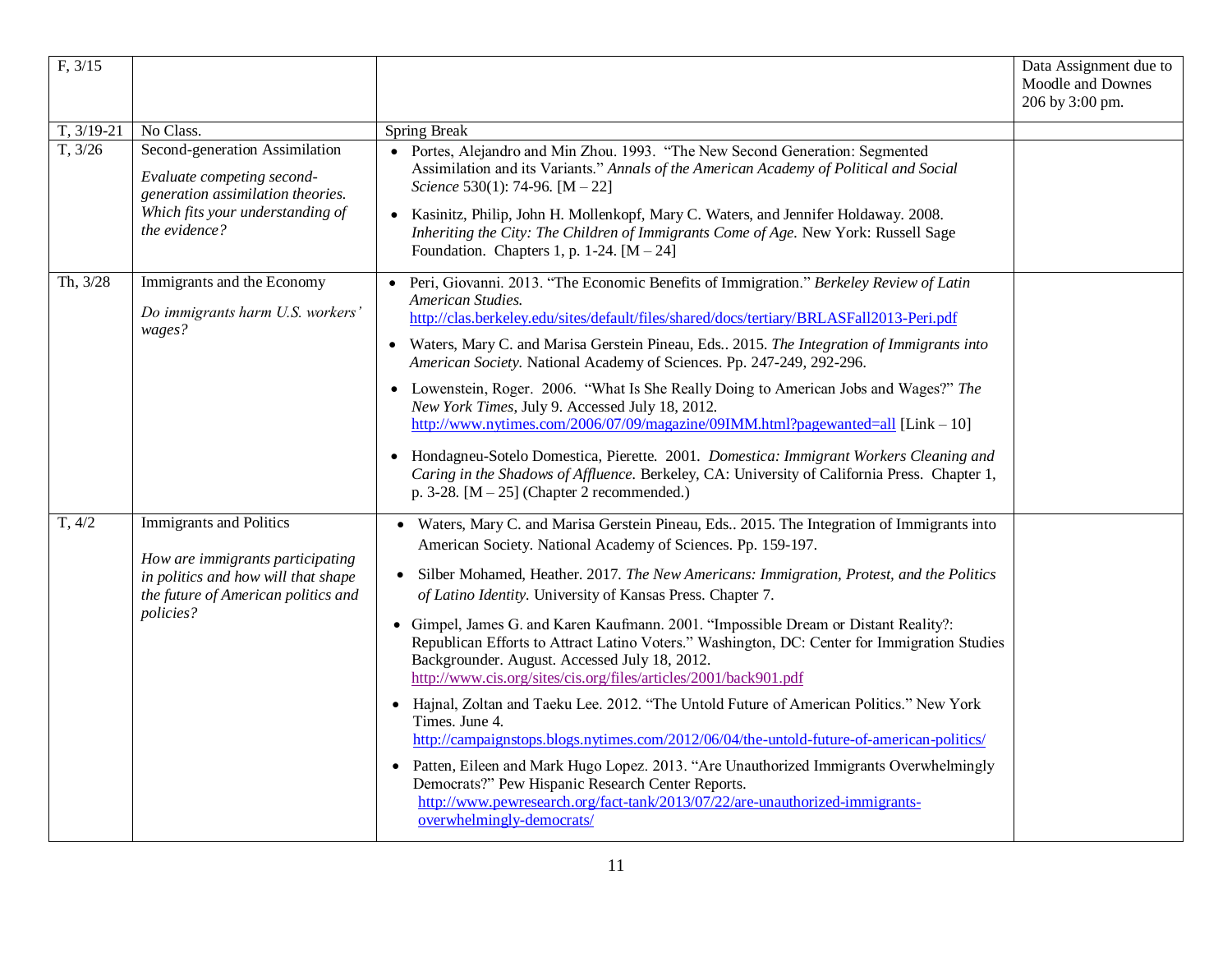| | | | |
|---|---|---|---|
| F, 3/15 | | | Data Assignment due to Moodle and Downes 206 by 3:00 pm. |
| T, 3/19-21 | No Class. | Spring Break | |
| T, 3/26 | Second-generation Assimilation<br><br>*Evaluate competing second-generation assimilation theories. Which fits your understanding of the evidence?* | • Portes, Alejandro and Min Zhou. 1993. "The New Second Generation: Segmented Assimilation and its Variants." *Annals of the American Academy of Political and Social Science* 530(1): 74-96. [M – 22]<br><br>• Kasinitz, Philip, John H. Mollenkopf, Mary C. Waters, and Jennifer Holdaway. 2008. *Inheriting the City: The Children of Immigrants Come of Age.* New York: Russell Sage Foundation. Chapters 1, p. 1-24. [M – 24] | |
| Th, 3/28 | Immigrants and the Economy<br><br>*Do immigrants harm U.S. workers' wages?* | • Peri, Giovanni. 2013. "The Economic Benefits of Immigration." *Berkeley Review of Latin American Studies.* http://clas.berkeley.edu/sites/default/files/shared/docs/tertiary/BRLASFall2013-Peri.pdf<br><br>• Waters, Mary C. and Marisa Gerstein Pineau, Eds.. 2015. *The Integration of Immigrants into American Society.* National Academy of Sciences. Pp. 247-249, 292-296.<br><br>• Lowenstein, Roger. 2006. "What Is She Really Doing to American Jobs and Wages?" *The New York Times*, July 9. Accessed July 18, 2012. http://www.nytimes.com/2006/07/09/magazine/09IMM.html?pagewanted=all [Link – 10]<br><br>• Hondagneu-Sotelo Domestica, Pierette. 2001. *Domestica: Immigrant Workers Cleaning and Caring in the Shadows of Affluence.* Berkeley, CA: University of California Press. Chapter 1, p. 3-28. [M – 25] (Chapter 2 recommended.) | |
| T, 4/2 | Immigrants and Politics<br><br>*How are immigrants participating in politics and how will that shape the future of American politics and policies?* | • Waters, Mary C. and Marisa Gerstein Pineau, Eds.. 2015. The Integration of Immigrants into American Society. National Academy of Sciences. Pp. 159-197.<br><br>• Silber Mohamed, Heather. 2017. *The New Americans: Immigration, Protest, and the Politics of Latino Identity.* University of Kansas Press. Chapter 7.<br><br>• Gimpel, James G. and Karen Kaufmann. 2001. "Impossible Dream or Distant Reality?: Republican Efforts to Attract Latino Voters." Washington, DC: Center for Immigration Studies Backgrounder. August. Accessed July 18, 2012. http://www.cis.org/sites/cis.org/files/articles/2001/back901.pdf<br><br>• Hajnal, Zoltan and Taeku Lee. 2012. "The Untold Future of American Politics." New York Times. June 4. http://campaignstops.blogs.nytimes.com/2012/06/04/the-untold-future-of-american-politics/<br><br>• Patten, Eileen and Mark Hugo Lopez. 2013. "Are Unauthorized Immigrants Overwhelmingly Democrats?" Pew Hispanic Research Center Reports. http://www.pewresearch.org/fact-tank/2013/07/22/are-unauthorized-immigrants-overwhelmingly-democrats/ | |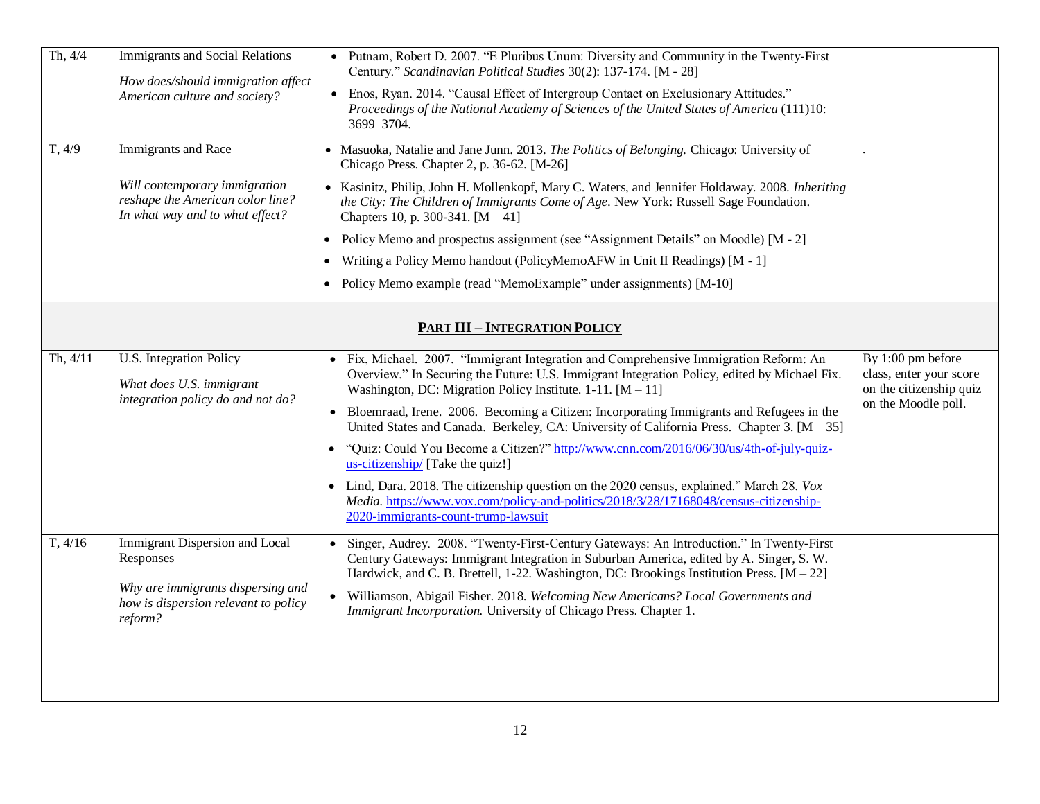| Th, 4/4 | Immigrants and Social Relations<br><br>*How does/should immigration affect American culture and society?* | • Putnam, Robert D. 2007. "E Pluribus Unum: Diversity and Community in the Twenty-First Century." *Scandinavian Political Studies* 30(2): 137-174. [M - 28]<br>• Enos, Ryan. 2014. "Causal Effect of Intergroup Contact on Exclusionary Attitudes." *Proceedings of the National Academy of Sciences of the United States of America* (111)10: 3699–3704. | |
|---|---|---|---|
| T, 4/9 | Immigrants and Race<br><br>*Will contemporary immigration reshape the American color line? In what way and to what effect?* | • Masuoka, Natalie and Jane Junn. 2013. *The Politics of Belonging.* Chicago: University of Chicago Press. Chapter 2, p. 36-62. [M-26]<br>• Kasinitz, Philip, John H. Mollenkopf, Mary C. Waters, and Jennifer Holdaway. 2008. *Inheriting the City: The Children of Immigrants Come of Age*. New York: Russell Sage Foundation. Chapters 10, p. 300-341. [M – 41]<br>• Policy Memo and prospectus assignment (see "Assignment Details" on Moodle) [M - 2]<br>• Writing a Policy Memo handout (PolicyMemoAFW in Unit II Readings) [M - 1]<br>• Policy Memo example (read "MemoExample" under assignments) [M-10] | . |
| | | **PART III – INTEGRATION POLICY** | |
| Th, 4/11 | U.S. Integration Policy<br><br>*What does U.S. immigrant integration policy do and not do?* | • Fix, Michael. 2007. "Immigrant Integration and Comprehensive Immigration Reform: An Overview." In Securing the Future: U.S. Immigrant Integration Policy, edited by Michael Fix. Washington, DC: Migration Policy Institute. 1-11. [M – 11]<br>• Bloemraad, Irene. 2006. Becoming a Citizen: Incorporating Immigrants and Refugees in the United States and Canada. Berkeley, CA: University of California Press. Chapter 3. [M – 35]<br>• "Quiz: Could You Become a Citizen?" http://www.cnn.com/2016/06/30/us/4th-of-july-quiz-us-citizenship/ [Take the quiz!]<br>• Lind, Dara. 2018. The citizenship question on the 2020 census, explained." March 28. *Vox Media.* https://www.vox.com/policy-and-politics/2018/3/28/17168048/census-citizenship-2020-immigrants-count-trump-lawsuit | By 1:00 pm before class, enter your score on the citizenship quiz on the Moodle poll. |
| T, 4/16 | Immigrant Dispersion and Local Responses<br><br>*Why are immigrants dispersing and how is dispersion relevant to policy reform?* | • Singer, Audrey. 2008. "Twenty-First-Century Gateways: An Introduction." In Twenty-First Century Gateways: Immigrant Integration in Suburban America, edited by A. Singer, S. W. Hardwick, and C. B. Brettell, 1-22. Washington, DC: Brookings Institution Press. [M – 22]<br>• Williamson, Abigail Fisher. 2018. *Welcoming New Americans? Local Governments and Immigrant Incorporation.* University of Chicago Press. Chapter 1. | |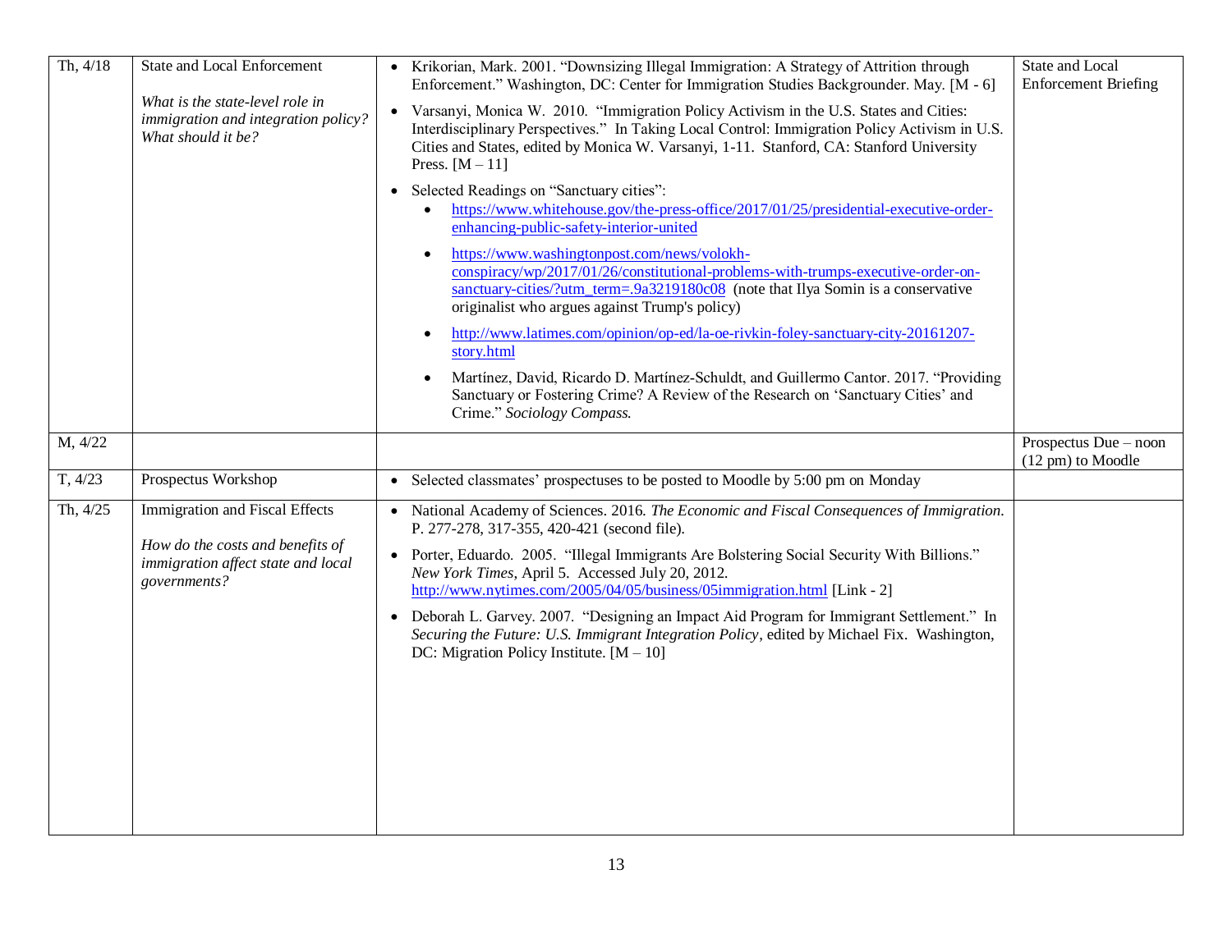| | | | |
|---|---|---|---|
| Th, 4/18 | State and Local Enforcement<br><br>*What is the state-level role in immigration and integration policy? What should it be?* | • Krikorian, Mark. 2001. "Downsizing Illegal Immigration: A Strategy of Attrition through Enforcement." Washington, DC: Center for Immigration Studies Backgrounder. May. [M - 6]<br>• Varsanyi, Monica W. 2010. "Immigration Policy Activism in the U.S. States and Cities: Interdisciplinary Perspectives." In Taking Local Control: Immigration Policy Activism in U.S. Cities and States, edited by Monica W. Varsanyi, 1-11. Stanford, CA: Stanford University Press. [M – 11]<br>• Selected Readings on "Sanctuary cities":<br>  ◦ https://www.whitehouse.gov/the-press-office/2017/01/25/presidential-executive-order-enhancing-public-safety-interior-united<br>  ◦ https://www.washingtonpost.com/news/volokh-conspiracy/wp/2017/01/26/constitutional-problems-with-trumps-executive-order-on-sanctuary-cities/?utm_term=.9a3219180c08 (note that Ilya Somin is a conservative originalist who argues against Trump's policy)<br>  ◦ http://www.latimes.com/opinion/op-ed/la-oe-rivkin-foley-sanctuary-city-20161207-story.html<br>  ◦ Martínez, David, Ricardo D. Martínez-Schuldt, and Guillermo Cantor. 2017. "Providing Sanctuary or Fostering Crime? A Review of the Research on 'Sanctuary Cities' and Crime." *Sociology Compass.* | State and Local Enforcement Briefing |
| M, 4/22 | | | Prospectus Due – noon (12 pm) to Moodle |
| T, 4/23 | Prospectus Workshop | • Selected classmates' prospectuses to be posted to Moodle by 5:00 pm on Monday | |
| Th, 4/25 | Immigration and Fiscal Effects<br><br>*How do the costs and benefits of immigration affect state and local governments?* | • National Academy of Sciences. 2016. *The Economic and Fiscal Consequences of Immigration.* P. 277-278, 317-355, 420-421 (second file).<br>• Porter, Eduardo. 2005. "Illegal Immigrants Are Bolstering Social Security With Billions." *New York Times*, April 5. Accessed July 20, 2012. http://www.nytimes.com/2005/04/05/business/05immigration.html [Link - 2]<br>• Deborah L. Garvey. 2007. "Designing an Impact Aid Program for Immigrant Settlement." In *Securing the Future: U.S. Immigrant Integration Policy*, edited by Michael Fix. Washington, DC: Migration Policy Institute. [M – 10] | |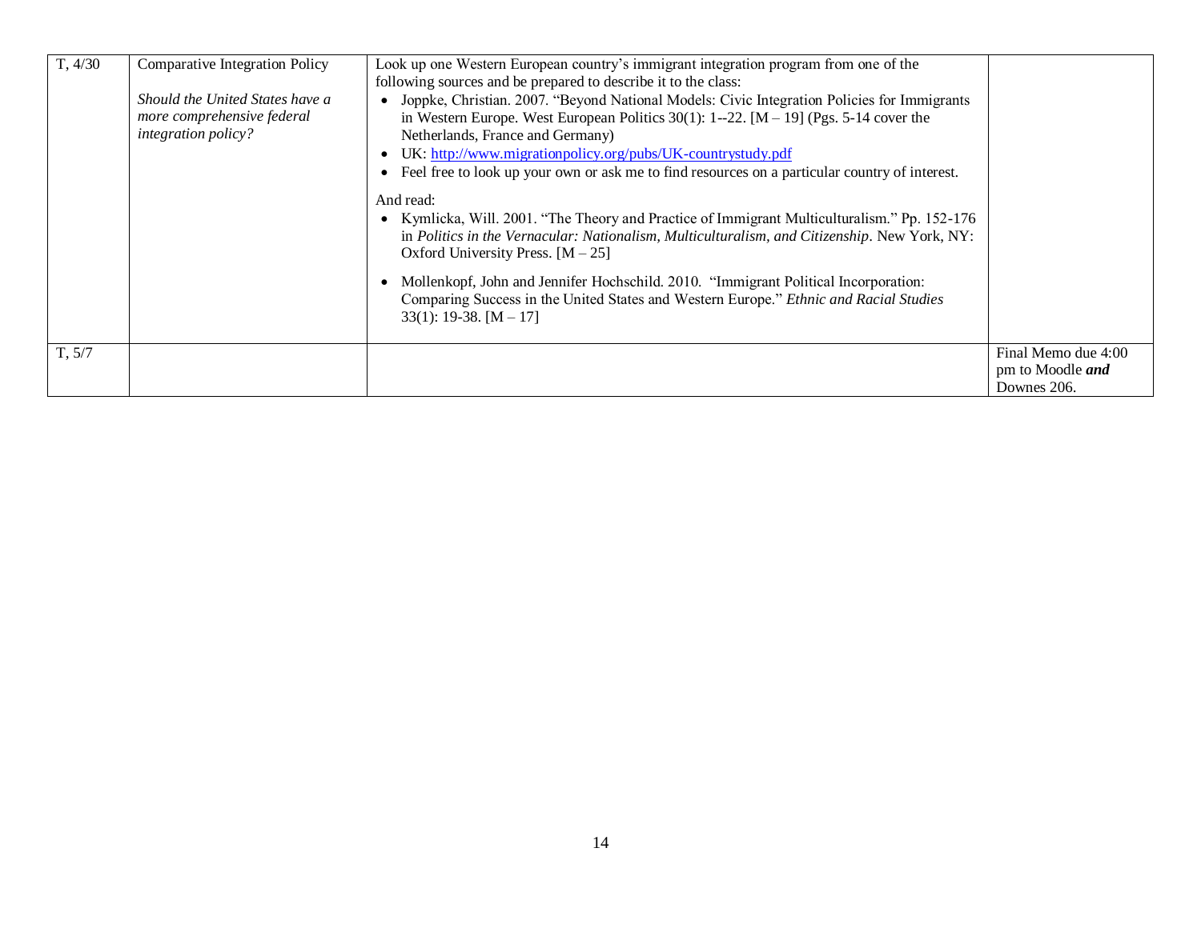| | | | |
|---|---|---|---|
| T, 4/30 | Comparative Integration Policy<br><br>*Should the United States have a more comprehensive federal integration policy?* | Look up one Western European country's immigrant integration program from one of the following sources and be prepared to describe it to the class:<br>• Joppke, Christian. 2007. "Beyond National Models: Civic Integration Policies for Immigrants in Western Europe. West European Politics 30(1): 1--22. [M – 19] (Pgs. 5-14 cover the Netherlands, France and Germany)<br>• UK: http://www.migrationpolicy.org/pubs/UK-countrystudy.pdf<br>• Feel free to look up your own or ask me to find resources on a particular country of interest.<br><br>And read:<br>• Kymlicka, Will. 2001. "The Theory and Practice of Immigrant Multiculturalism." Pp. 152-176 in *Politics in the Vernacular: Nationalism, Multiculturalism, and Citizenship*. New York, NY: Oxford University Press. [M – 25]<br>• Mollenkopf, John and Jennifer Hochschild. 2010. "Immigrant Political Incorporation: Comparing Success in the United States and Western Europe." *Ethnic and Racial Studies* 33(1): 19-38. [M – 17] | |
| T, 5/7 | | | Final Memo due 4:00 pm to Moodle ***and*** Downes 206. |